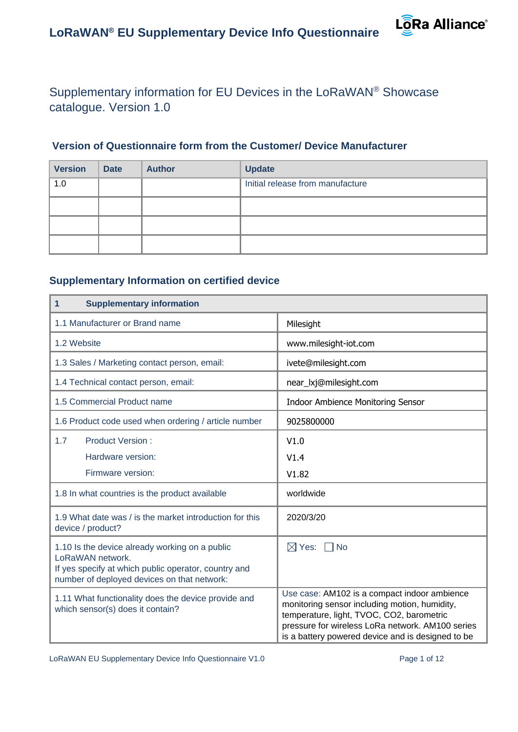# LoRaWAN® EU Supplementary Device Info Questionnaire

## Supplementary information for EU Devices in the LoRaWAN® Showcase catalogue. Version 1.0

### Version of Questionnaire form from the Customer/ Device Manufacturer

| Version | Date | Author | Update |
|---|---|---|---|
| 1.0 | | | Initial release from manufacture |
| | | | |
| | | | |
| | | | |

### Supplementary Information on certified device

| 1 Supplementary information | |
|---|---|
| 1.1 Manufacturer or Brand name | Milesight |
| 1.2 Website | www.milesight-iot.com |
| 1.3 Sales / Marketing contact person, email: | ivete@milesight.com |
| 1.4 Technical contact person, email: | near_lxj@milesight.com |
| 1.5 Commercial Product name | Indoor Ambience Monitoring Sensor |
| 1.6 Product code used when ordering / article number | 9025800000 |
| 1.7 Product Version :<br>Hardware version:<br>Firmware version: | V1.0<br>V1.4<br>V1.82 |
| 1.8 In what countries is the product available | worldwide |
| 1.9 What date was / is the market introduction for this device / product? | 2020/3/20 |
| 1.10 Is the device already working on a public LoRaWAN network.<br>If yes specify at which public operator, country and number of deployed devices on that network: | ☒ Yes: ☐ No |
| 1.11 What functionality does the device provide and which sensor(s) does it contain? | Use case: AM102 is a compact indoor ambience monitoring sensor including motion, humidity, temperature, light, TVOC, CO2, barometric pressure for wireless LoRa network. AM100 series is a battery powered device and is designed to be |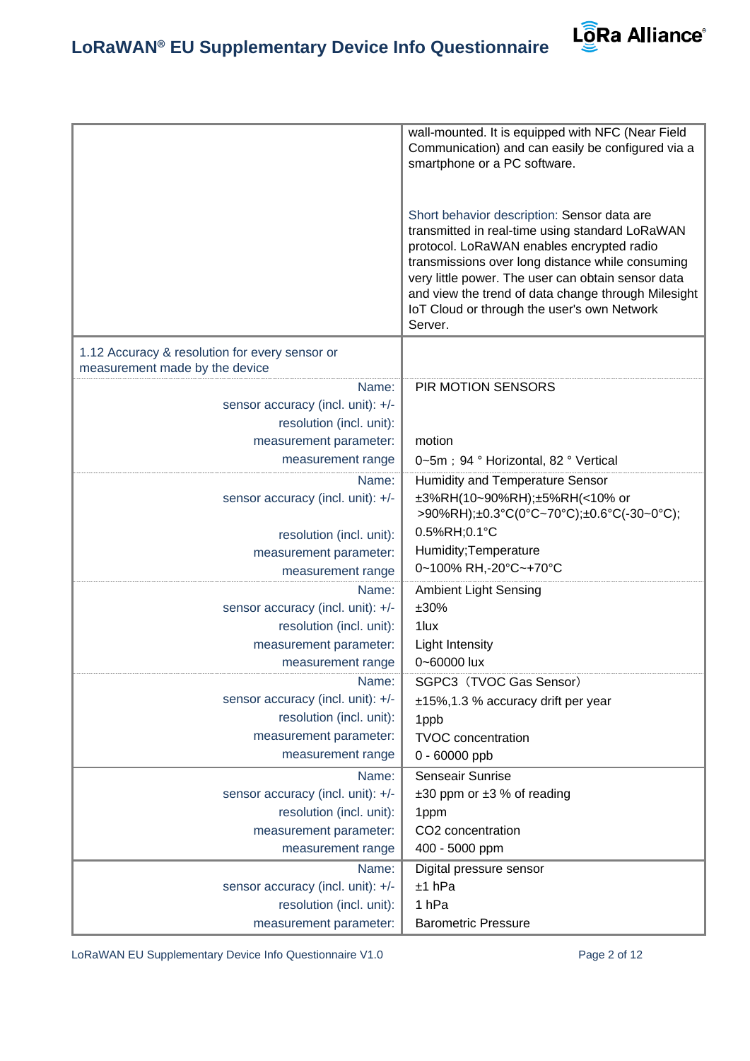| | |
|---|---|
| | wall-mounted. It is equipped with NFC (Near Field Communication) and can easily be configured via a smartphone or a PC software.<br><br>Short behavior description: Sensor data are transmitted in real-time using standard LoRaWAN protocol. LoRaWAN enables encrypted radio transmissions over long distance while consuming very little power. The user can obtain sensor data and view the trend of data change through Milesight IoT Cloud or through the user's own Network Server. |
| 1.12 Accuracy & resolution for every sensor or measurement made by the device | |
| Name: | PIR MOTION SENSORS |
| sensor accuracy (incl. unit): +/- | |
| resolution (incl. unit): | |
| measurement parameter: | motion |
| measurement range | 0~5m；94 ° Horizontal, 82 ° Vertical |
| Name: | Humidity and Temperature Sensor |
| sensor accuracy (incl. unit): +/- | ±3%RH(10~90%RH);±5%RH(<10% or >90%RH);±0.3°C(0°C~70°C);±0.6°C(-30~0°C); |
| resolution (incl. unit): | 0.5%RH;0.1°C |
| measurement parameter: | Humidity;Temperature |
| measurement range | 0~100% RH,-20°C~+70°C |
| Name: | Ambient Light Sensing |
| sensor accuracy (incl. unit): +/- | ±30% |
| resolution (incl. unit): | 1lux |
| measurement parameter: | Light Intensity |
| measurement range | 0~60000 lux |
| Name: | SGPC3（TVOC Gas Sensor） |
| sensor accuracy (incl. unit): +/- | ±15%,1.3 % accuracy drift per year |
| resolution (incl. unit): | 1ppb |
| measurement parameter: | TVOC concentration |
| measurement range | 0 - 60000 ppb |
| Name: | Senseair Sunrise |
| sensor accuracy (incl. unit): +/- | ±30 ppm or ±3 % of reading |
| resolution (incl. unit): | 1ppm |
| measurement parameter: | $CO_2$ concentration |
| measurement range | 400 - 5000 ppm |
| Name: | Digital pressure sensor |
| sensor accuracy (incl. unit): +/- | ±1 hPa |
| resolution (incl. unit): | 1 hPa |
| measurement parameter: | Barometric Pressure |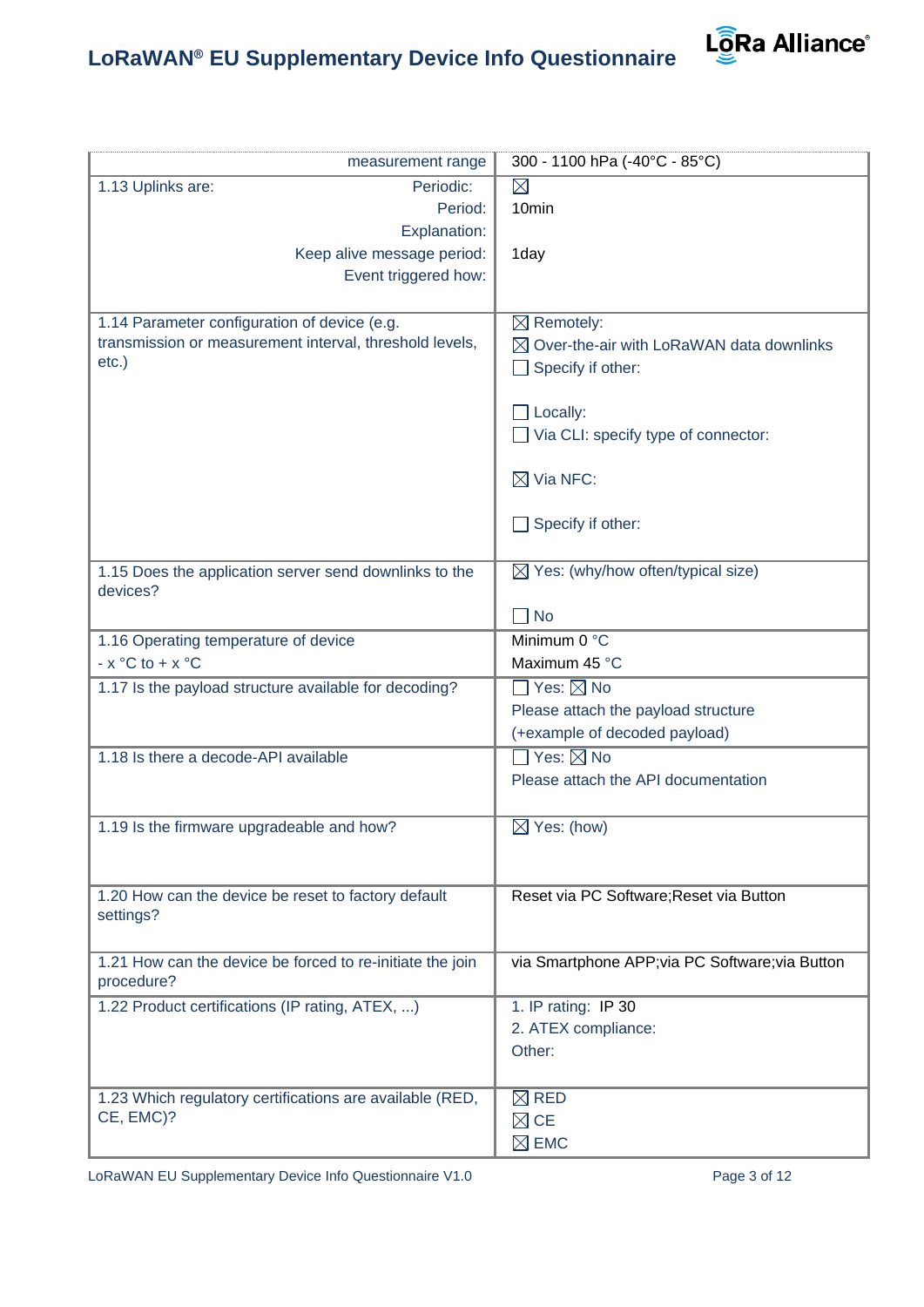| | |
|---|---|
| measurement range | 300 - 1100 hPa (-40°C - 85°C) |
| 1.13 Uplinks are: Periodic:<br>Period:<br>Explanation:<br>Keep alive message period:<br>Event triggered how: | ☒<br>10min<br><br>1day |
| 1.14 Parameter configuration of device (e.g. transmission or measurement interval, threshold levels, etc.) | ☒ Remotely:<br>☒ Over-the-air with LoRaWAN data downlinks<br>☐ Specify if other:<br><br>☐ Locally:<br>☐ Via CLI: specify type of connector:<br><br>☒ Via NFC:<br><br>☐ Specify if other: |
| 1.15 Does the application server send downlinks to the devices? | ☒ Yes: (why/how often/typical size)<br><br>☐ No |
| 1.16 Operating temperature of device<br>- x °C to + x °C | Minimum 0 °C<br>Maximum 45 °C |
| 1.17 Is the payload structure available for decoding? | ☐ Yes: ☒ No<br>Please attach the payload structure<br>(+example of decoded payload) |
| 1.18 Is there a decode-API available | ☐ Yes: ☒ No<br>Please attach the API documentation |
| 1.19 Is the firmware upgradeable and how? | ☒ Yes: (how) |
| 1.20 How can the device be reset to factory default settings? | Reset via PC Software;Reset via Button |
| 1.21 How can the device be forced to re-initiate the join procedure? | via Smartphone APP;via PC Software;via Button |
| 1.22 Product certifications (IP rating, ATEX, ...) | 1. IP rating: IP 30<br>2. ATEX compliance:<br>Other: |
| 1.23 Which regulatory certifications are available (RED, CE, EMC)? | ☒ RED<br>☒ CE<br>☒ EMC |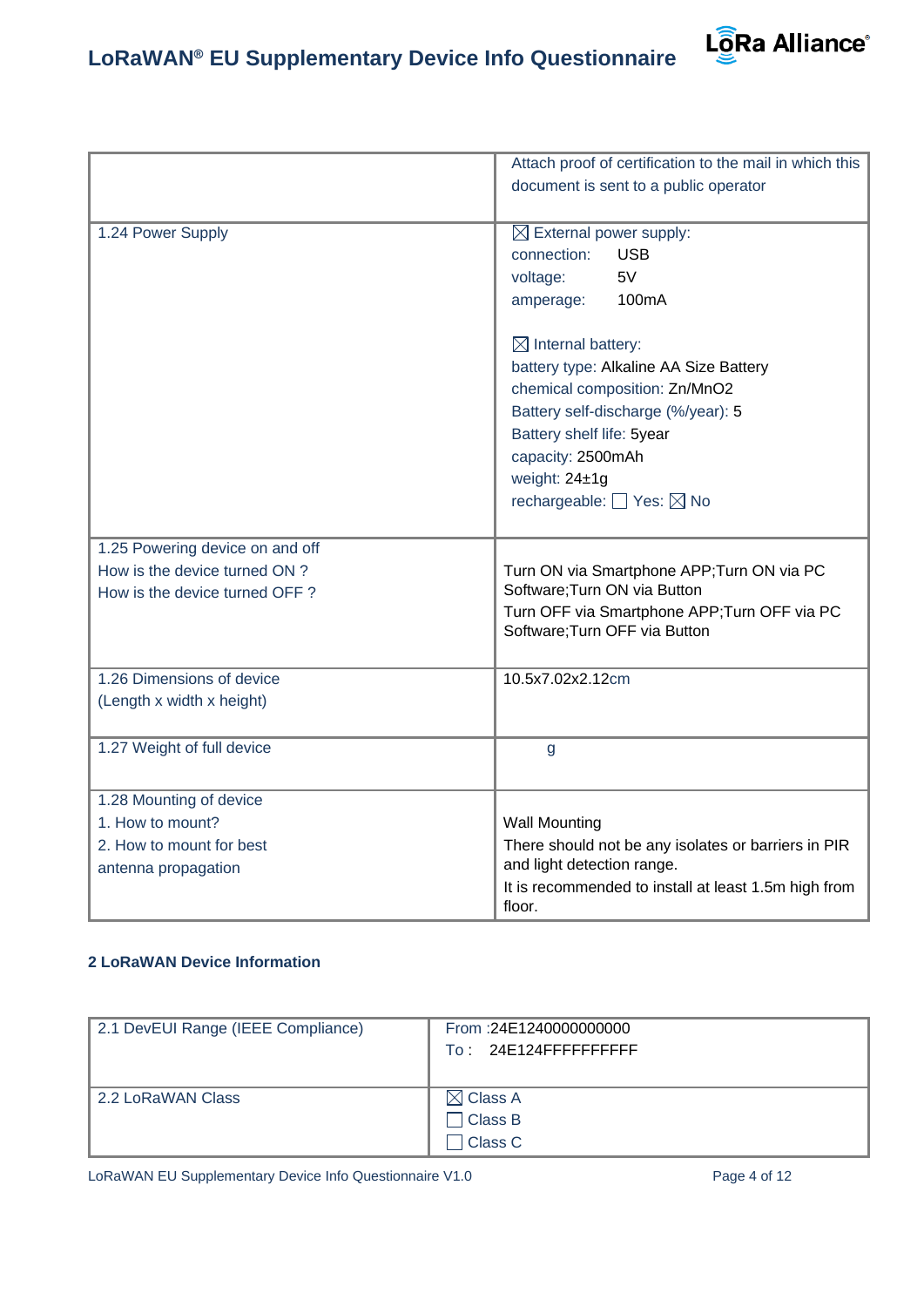| | |
|---|---|
| | Attach proof of certification to the mail in which this document is sent to a public operator |
| 1.24 Power Supply | ☒ External power supply:<br>connection: USB<br>voltage: 5V<br>amperage: 100mA<br><br>☒ Internal battery:<br>battery type: Alkaline AA Size Battery<br>chemical composition: Zn/MnO2<br>Battery self-discharge (%/year): 5<br>Battery shelf life: 5year<br>capacity: 2500mAh<br>weight: 24±1g<br>rechargeable: ☐ Yes: ☒ No |
| 1.25 Powering device on and off<br>How is the device turned ON ?<br>How is the device turned OFF ? | Turn ON via Smartphone APP;Turn ON via PC Software;Turn ON via Button<br>Turn OFF via Smartphone APP;Turn OFF via PC Software;Turn OFF via Button |
| 1.26 Dimensions of device<br>(Length x width x height) | 10.5x7.02x2.12cm |
| 1.27 Weight of full device | g |
| 1.28 Mounting of device<br>1. How to mount?<br>2. How to mount for best antenna propagation | Wall Mounting<br>There should not be any isolates or barriers in PIR and light detection range.<br>It is recommended to install at least 1.5m high from floor. |

**2 LoRaWAN Device Information**

| | |
|---|---|
| 2.1 DevEUI Range (IEEE Compliance) | From :24E1240000000000<br>To : 24E124FFFFFFFFFF |
| 2.2 LoRaWAN Class | ☒ Class A<br>☐ Class B<br>☐ Class C |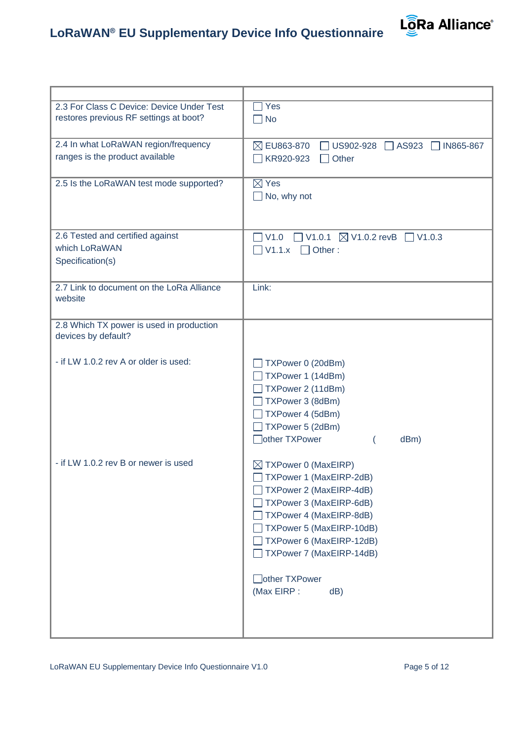| | |
|---|---|
| 2.3 For Class C Device: Device Under Test restores previous RF settings at boot? | ☐ Yes<br>☐ No |
| 2.4 In what LoRaWAN region/frequency ranges is the product available | ☒ EU863-870 ☐ US902-928 ☐ AS923 ☐ IN865-867<br>☐ KR920-923 ☐ Other |
| 2.5 Is the LoRaWAN test mode supported? | ☒ Yes<br>☐ No, why not |
| 2.6 Tested and certified against which LoRaWAN Specification(s) | ☐ V1.0 ☐ V1.0.1 ☒ V1.0.2 revB ☐ V1.0.3<br>☐ V1.1.x ☐ Other : |
| 2.7 Link to document on the LoRa Alliance website | Link: |
| 2.8 Which TX power is used in production devices by default?<br><br>- if LW 1.0.2 rev A or older is used: | <br><br>☐ TXPower 0 (20dBm)<br>☐ TXPower 1 (14dBm)<br>☐ TXPower 2 (11dBm)<br>☐ TXPower 3 (8dBm)<br>☐ TXPower 4 (5dBm)<br>☐ TXPower 5 (2dBm)<br>☐ other TXPower ( dBm) |
| - if LW 1.0.2 rev B or newer is used | ☒ TXPower 0 (MaxEIRP)<br>☐ TXPower 1 (MaxEIRP-2dB)<br>☐ TXPower 2 (MaxEIRP-4dB)<br>☐ TXPower 3 (MaxEIRP-6dB)<br>☐ TXPower 4 (MaxEIRP-8dB)<br>☐ TXPower 5 (MaxEIRP-10dB)<br>☐ TXPower 6 (MaxEIRP-12dB)<br>☐ TXPower 7 (MaxEIRP-14dB)<br><br>☐ other TXPower<br>(Max EIRP : dB) |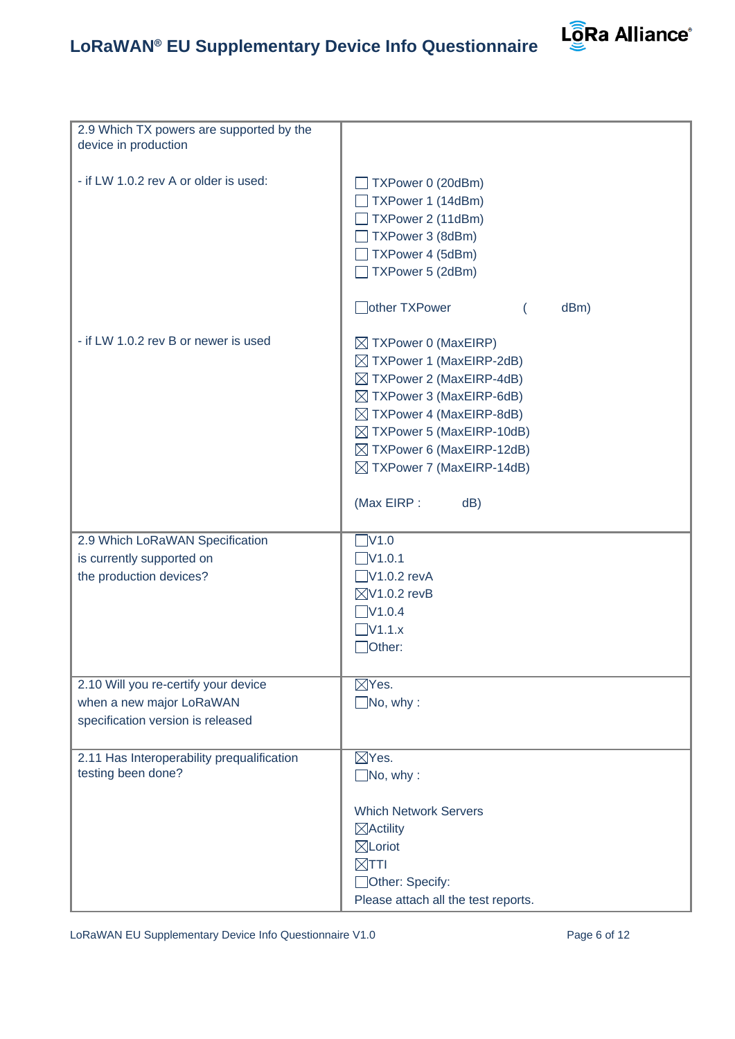| | |
|---|---|
| 2.9 Which TX powers are supported by the device in production<br><br>- if LW 1.0.2 rev A or older is used: | ☐ TXPower 0 (20dBm)<br>☐ TXPower 1 (14dBm)<br>☐ TXPower 2 (11dBm)<br>☐ TXPower 3 (8dBm)<br>☐ TXPower 4 (5dBm)<br>☐ TXPower 5 (2dBm)<br><br>☐other TXPower ( dBm) |
| - if LW 1.0.2 rev B or newer is used | ☒ TXPower 0 (MaxEIRP)<br>☒ TXPower 1 (MaxEIRP-2dB)<br>☒ TXPower 2 (MaxEIRP-4dB)<br>☒ TXPower 3 (MaxEIRP-6dB)<br>☒ TXPower 4 (MaxEIRP-8dB)<br>☒ TXPower 5 (MaxEIRP-10dB)<br>☒ TXPower 6 (MaxEIRP-12dB)<br>☒ TXPower 7 (MaxEIRP-14dB)<br><br>(Max EIRP : dB) |
| 2.9 Which LoRaWAN Specification is currently supported on the production devices? | ☐V1.0<br>☐V1.0.1<br>☐V1.0.2 revA<br>☒V1.0.2 revB<br>☐V1.0.4<br>☐V1.1.x<br>☐Other: |
| 2.10 Will you re-certify your device when a new major LoRaWAN specification version is released | ☒Yes.<br>☐No, why : |
| 2.11 Has Interoperability prequalification testing been done? | ☒Yes.<br>☐No, why :<br><br>Which Network Servers<br>☒Actility<br>☒Loriot<br>☒TTI<br>☐Other: Specify:<br>Please attach all the test reports. |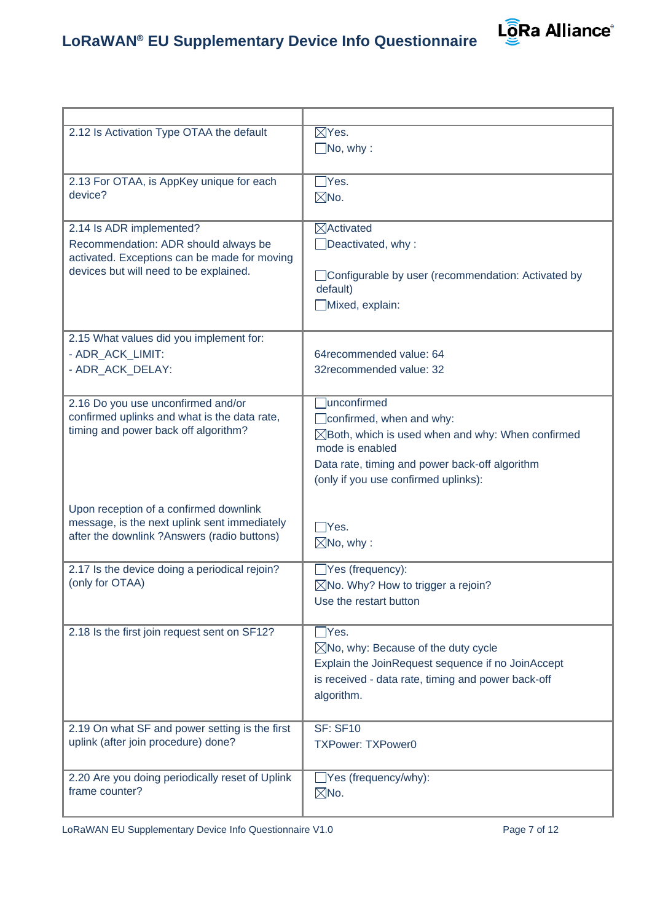| | |
|---|---|
| 2.12 Is Activation Type OTAA the default | ☒Yes.<br>☐No, why : |
| 2.13 For OTAA, is AppKey unique for each device? | ☐Yes.<br>☒No. |
| 2.14 Is ADR implemented?<br>Recommendation: ADR should always be activated. Exceptions can be made for moving devices but will need to be explained. | ☒Activated<br>☐Deactivated, why :<br><br>☐Configurable by user (recommendation: Activated by default)<br>☐Mixed, explain: |
| 2.15 What values did you implement for:<br>- ADR_ACK_LIMIT:<br>- ADR_ACK_DELAY: | <br>64recommended value: 64<br>32recommended value: 32 |
| 2.16 Do you use unconfirmed and/or confirmed uplinks and what is the data rate, timing and power back off algorithm?<br><br><br><br>Upon reception of a confirmed downlink message, is the next uplink sent immediately after the downlink ?Answers (radio buttons) | ☐unconfirmed<br>☐confirmed, when and why:<br>☒Both, which is used when and why: When confirmed mode is enabled<br>Data rate, timing and power back-off algorithm (only if you use confirmed uplinks):<br><br><br>☐Yes.<br>☒No, why : |
| 2.17 Is the device doing a periodical rejoin? (only for OTAA) | ☐Yes (frequency):<br>☒No. Why? How to trigger a rejoin?<br>Use the restart button |
| 2.18 Is the first join request sent on SF12? | ☐Yes.<br>☒No, why: Because of the duty cycle<br>Explain the JoinRequest sequence if no JoinAccept is received - data rate, timing and power back-off algorithm. |
| 2.19 On what SF and power setting is the first uplink (after join procedure) done? | SF: SF10<br>TXPower: TXPower0 |
| 2.20 Are you doing periodically reset of Uplink frame counter? | ☐Yes (frequency/why):<br>☒No. |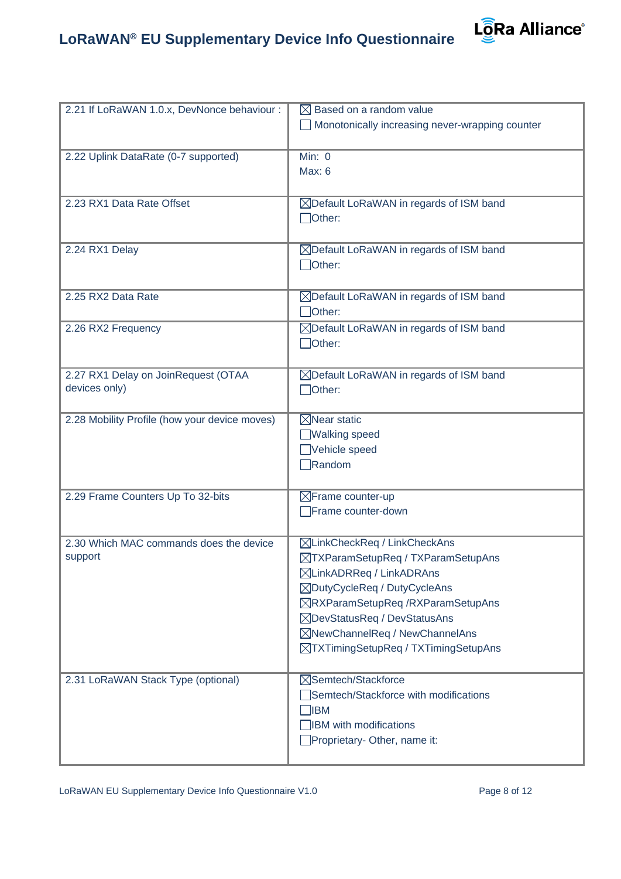| | |
|---|---|
| 2.21 If LoRaWAN 1.0.x, DevNonce behaviour : | ☒ Based on a random value<br>☐ Monotonically increasing never-wrapping counter |
| 2.22 Uplink DataRate (0-7 supported) | Min: 0<br>Max: 6 |
| 2.23 RX1 Data Rate Offset | ☒Default LoRaWAN in regards of ISM band<br>☐Other: |
| 2.24 RX1 Delay | ☒Default LoRaWAN in regards of ISM band<br>☐Other: |
| 2.25 RX2 Data Rate | ☒Default LoRaWAN in regards of ISM band<br>☐Other: |
| 2.26 RX2 Frequency | ☒Default LoRaWAN in regards of ISM band<br>☐Other: |
| 2.27 RX1 Delay on JoinRequest (OTAA devices only) | ☒Default LoRaWAN in regards of ISM band<br>☐Other: |
| 2.28 Mobility Profile (how your device moves) | ☒Near static<br>☐Walking speed<br>☐Vehicle speed<br>☐Random |
| 2.29 Frame Counters Up To 32-bits | ☒Frame counter-up<br>☐Frame counter-down |
| 2.30 Which MAC commands does the device support | ☒LinkCheckReq / LinkCheckAns<br>☒TXParamSetupReq / TXParamSetupAns<br>☒LinkADRReq / LinkADRAns<br>☒DutyCycleReq / DutyCycleAns<br>☒RXParamSetupReq /RXParamSetupAns<br>☒DevStatusReq / DevStatusAns<br>☒NewChannelReq / NewChannelAns<br>☒TXTimingSetupReq / TXTimingSetupAns |
| 2.31 LoRaWAN Stack Type (optional) | ☒Semtech/Stackforce<br>☐Semtech/Stackforce with modifications<br>☐IBM<br>☐IBM with modifications<br>☐Proprietary- Other, name it: |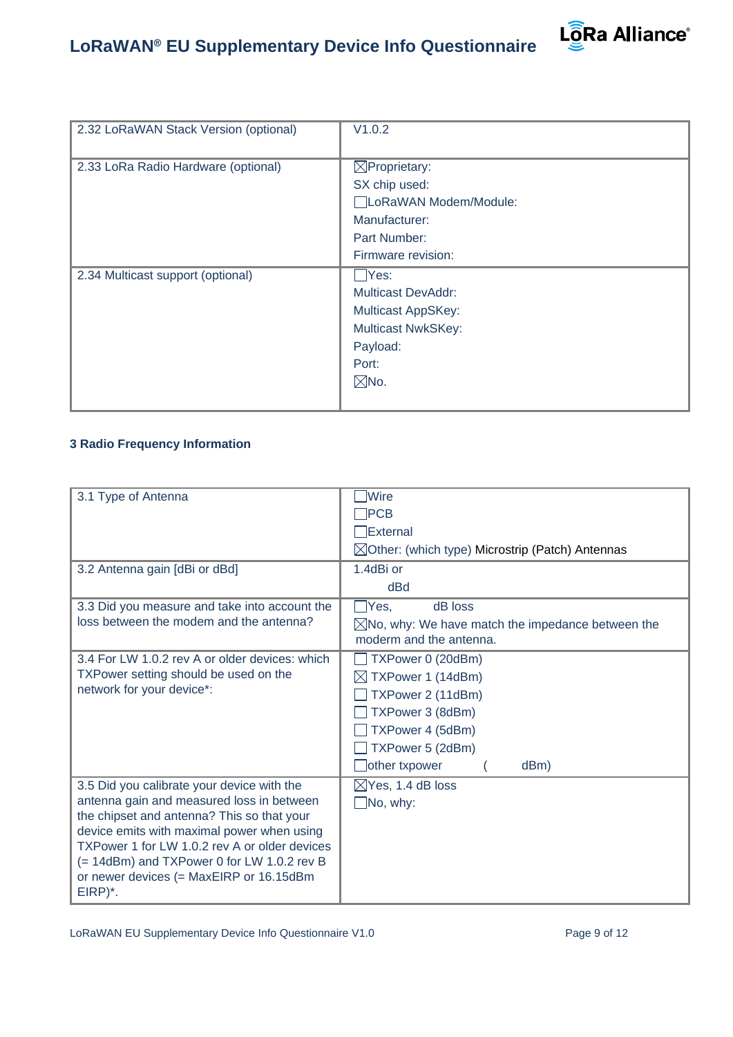| 2.32 LoRaWAN Stack Version (optional) | V1.0.2 |
|---|---|
| 2.33 LoRa Radio Hardware (optional) | ☒Proprietary:<br>SX chip used:<br>☐LoRaWAN Modem/Module:<br>Manufacturer:<br>Part Number:<br>Firmware revision: |
| 2.34 Multicast support (optional) | ☐Yes:<br>Multicast DevAddr:<br>Multicast AppSKey:<br>Multicast NwkSKey:<br>Payload:<br>Port:<br>☒No. |

**3 Radio Frequency Information**

| 3.1 Type of Antenna | ☐Wire<br>☐PCB<br>☐External<br>☒Other: (which type) Microstrip (Patch) Antennas |
|---|---|
| 3.2 Antenna gain [dBi or dBd] | 1.4dBi or<br>dBd |
| 3.3 Did you measure and take into account the loss between the modem and the antenna? | ☐Yes, dB loss<br>☒No, why: We have match the impedance between the moderm and the antenna. |
| 3.4 For LW 1.0.2 rev A or older devices: which TXPower setting should be used on the network for your device*: | ☐ TXPower 0 (20dBm)<br>☒ TXPower 1 (14dBm)<br>☐ TXPower 2 (11dBm)<br>☐ TXPower 3 (8dBm)<br>☐ TXPower 4 (5dBm)<br>☐ TXPower 5 (2dBm)<br>☐other txpower ( dBm) |
| 3.5 Did you calibrate your device with the antenna gain and measured loss in between the chipset and antenna? This so that your device emits with maximal power when using TXPower 1 for LW 1.0.2 rev A or older devices (= 14dBm) and TXPower 0 for LW 1.0.2 rev B or newer devices (= MaxEIRP or 16.15dBm EIRP)*. | ☒Yes, 1.4 dB loss<br>☐No, why: |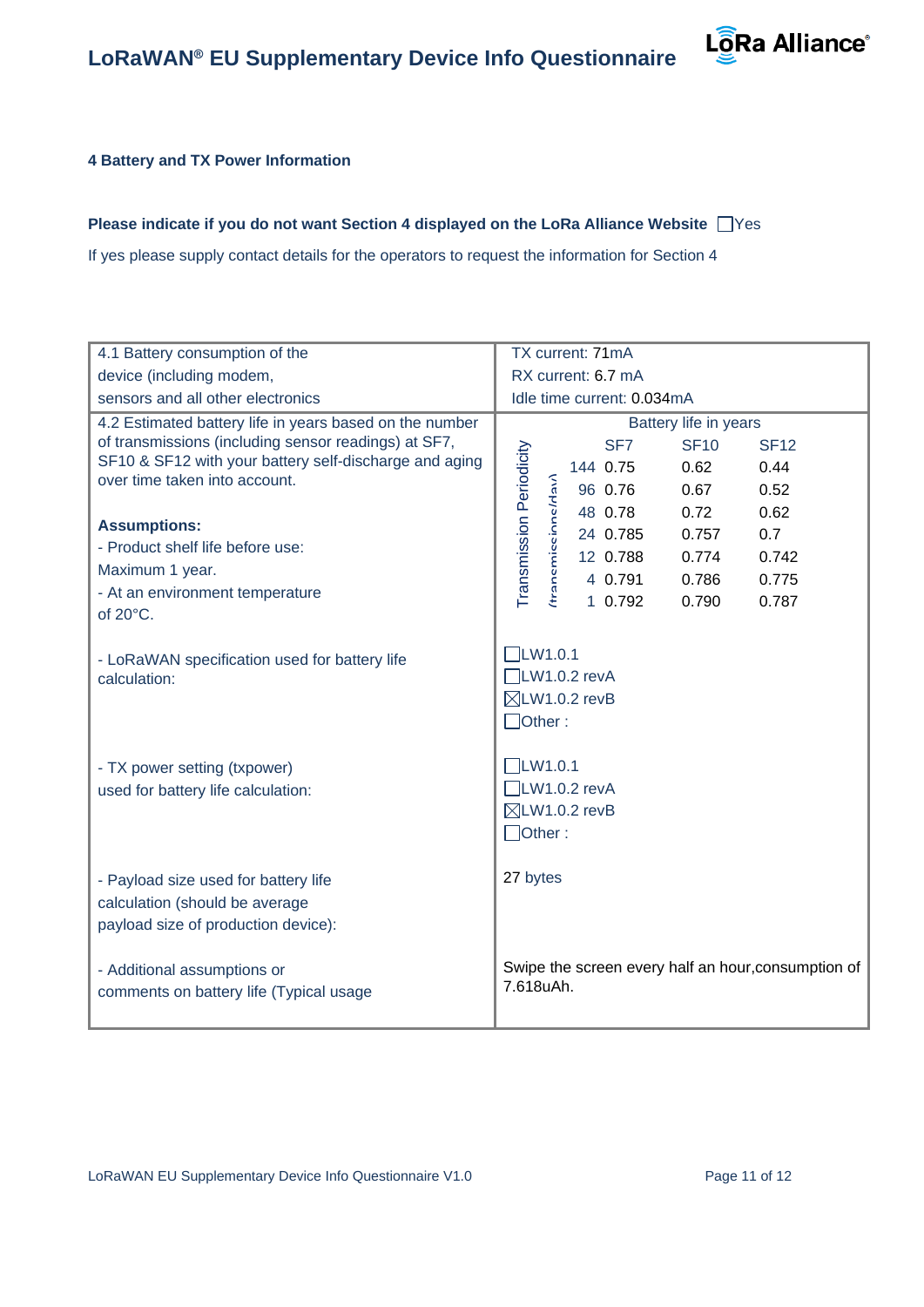## 4 Battery and TX Power Information

**Please indicate if you do not want Section 4 displayed on the LoRa Alliance Website** ☐Yes

If yes please supply contact details for the operators to request the information for Section 4

| | |
|---|---|
| 4.1 Battery consumption of the device (including modem, sensors and all other electronics | TX current: 71mA<br>RX current: 6.7 mA<br>Idle time current: 0.034mA |
| 4.2 Estimated battery life in years based on the number of transmissions (including sensor readings) at SF7, SF10 & SF12 with your battery self-discharge and aging over time taken into account.<br><br>**Assumptions:**<br>- Product shelf life before use: Maximum 1 year.<br>- At an environment temperature of 20°C. | Battery life in years (see table below) |
| - LoRaWAN specification used for battery life calculation: | ☐LW1.0.1<br>☐LW1.0.2 revA<br>☒LW1.0.2 revB<br>☐Other : |
| - TX power setting (txpower) used for battery life calculation: | ☐LW1.0.1<br>☐LW1.0.2 revA<br>☒LW1.0.2 revB<br>☐Other : |
| - Payload size used for battery life calculation (should be average payload size of production device): | 27 bytes |
| - Additional assumptions or comments on battery life (Typical usage | Swipe the screen every half an hour,consumption of 7.618uAh. |

Battery life in years

| Transmission Periodicity (transmissions/day) | SF7 | SF10 | SF12 |
|---|---|---|---|
| 144 | 0.75 | 0.62 | 0.44 |
| 96 | 0.76 | 0.67 | 0.52 |
| 48 | 0.78 | 0.72 | 0.62 |
| 24 | 0.785 | 0.757 | 0.7 |
| 12 | 0.788 | 0.774 | 0.742 |
| 4 | 0.791 | 0.786 | 0.775 |
| 1 | 0.792 | 0.790 | 0.787 |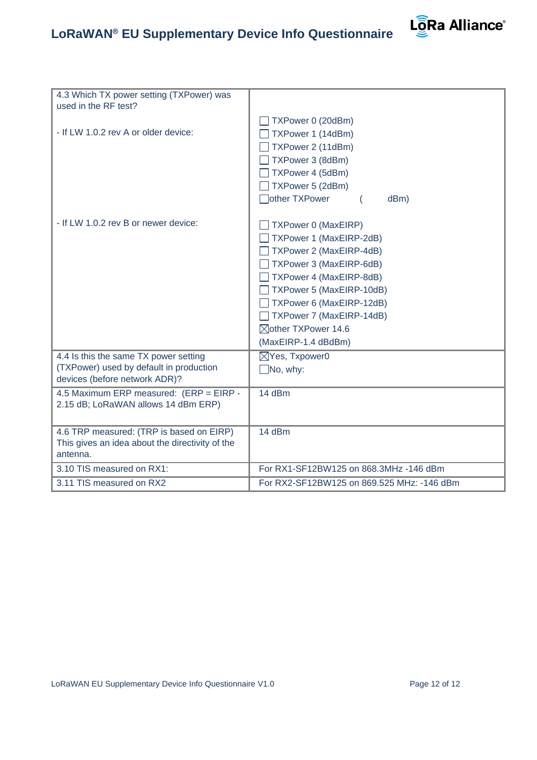| | |
|---|---|
| 4.3 Which TX power setting (TXPower) was used in the RF test?<br><br>- If LW 1.0.2 rev A or older device:<br><br><br><br><br><br><br><br>- If LW 1.0.2 rev B or newer device: | ☐ TXPower 0 (20dBm)<br>☐ TXPower 1 (14dBm)<br>☐ TXPower 2 (11dBm)<br>☐ TXPower 3 (8dBm)<br>☐ TXPower 4 (5dBm)<br>☐ TXPower 5 (2dBm)<br>☐other TXPower ( dBm)<br><br>☐ TXPower 0 (MaxEIRP)<br>☐ TXPower 1 (MaxEIRP-2dB)<br>☐ TXPower 2 (MaxEIRP-4dB)<br>☐ TXPower 3 (MaxEIRP-6dB)<br>☐ TXPower 4 (MaxEIRP-8dB)<br>☐ TXPower 5 (MaxEIRP-10dB)<br>☐ TXPower 6 (MaxEIRP-12dB)<br>☐ TXPower 7 (MaxEIRP-14dB)<br>☒other TXPower 14.6 (MaxEIRP-1.4 dBdBm) |
| 4.4 Is this the same TX power setting (TXPower) used by default in production devices (before network ADR)? | ☒Yes, Txpower0<br>☐No, why: |
| 4.5 Maximum ERP measured: (ERP = EIRP - 2.15 dB; LoRaWAN allows 14 dBm ERP) | 14 dBm |
| 4.6 TRP measured: (TRP is based on EIRP) This gives an idea about the directivity of the antenna. | 14 dBm |
| 3.10 TIS measured on RX1: | For RX1-SF12BW125 on 868.3MHz -146 dBm |
| 3.11 TIS measured on RX2 | For RX2-SF12BW125 on 869.525 MHz: -146 dBm |